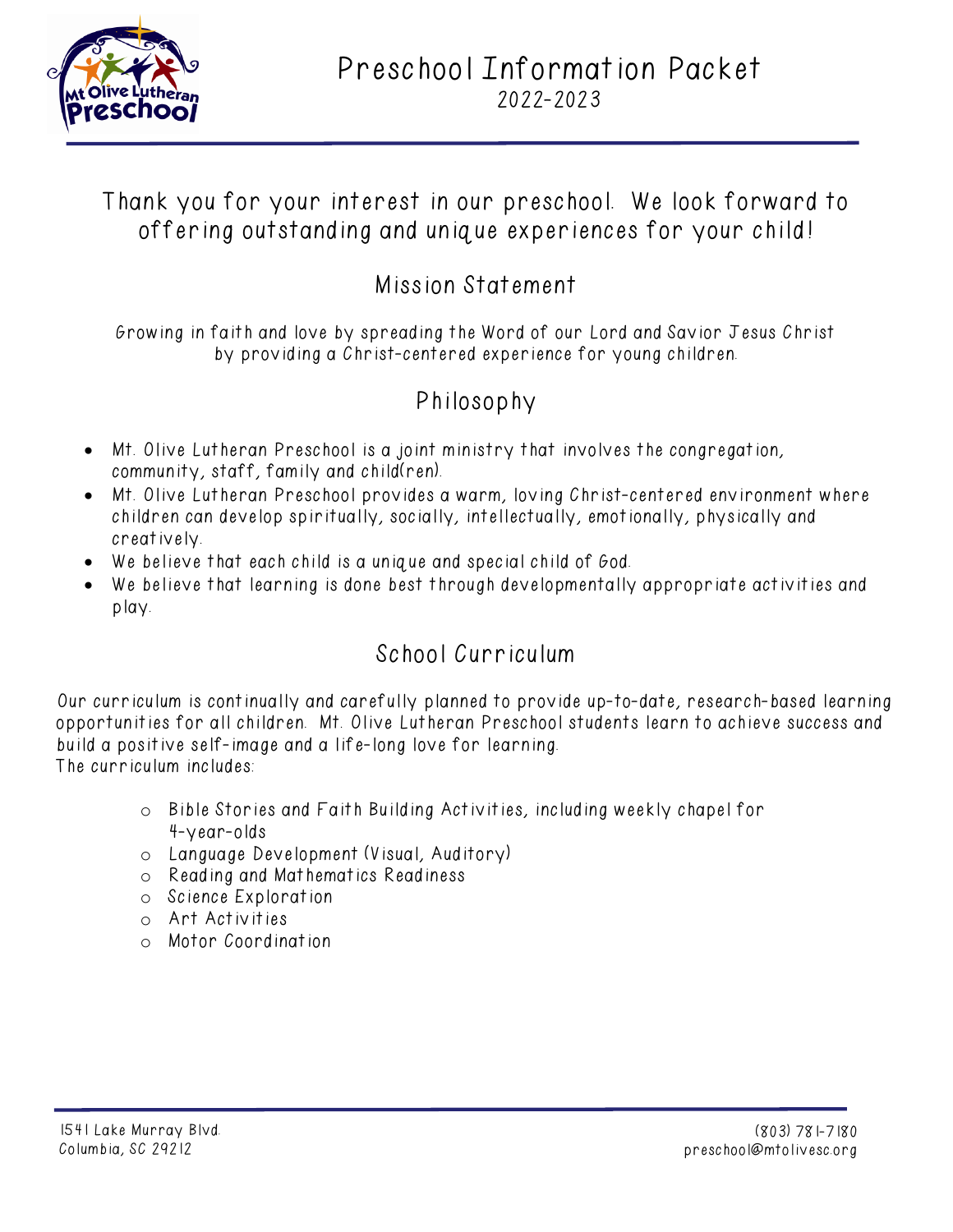# Preschool Information Packet

2022-2023

## Thank you for your interest in our preschool. We look forward to offering outstanding and unique experiences for your child!

## Mission Statement

Growing in faith and love by spreading the Word of our Lord and Savior Jesus Christ by providing a Christ-centered experience for young children.

## Philosophy

- Mt. Olive Lutheran Preschool is a joint ministry that involves the congregation, community, staff, family and child(ren).
- Mt. Olive Lutheran Preschool provides a warm, loving Christ-centered environment where children can develop spiritually, socially, intellectually, emotionally, physically and creatively.
- We believe that each child is a unique and special child of God.
- We believe that learning is done best through developmentally appropriate activities and play.

## School Curriculum

Our curriculum is continually and carefully planned to provide up-to-date, research-based learning opportunities for all children. Mt. Olive Lutheran Preschool students learn to achieve success and build a positive self-image and a life-long love for learning.
The curriculum includes:

- Bible Stories and Faith Building Activities, including weekly chapel for 4-year-olds
- Language Development (Visual, Auditory)
- Reading and Mathematics Readiness
- Science Exploration
- Art Activities
- Motor Coordination

1541 Lake Murray Blvd.
Columbia, SC 29212

(803) 781-7180
preschool@mtolivesc.org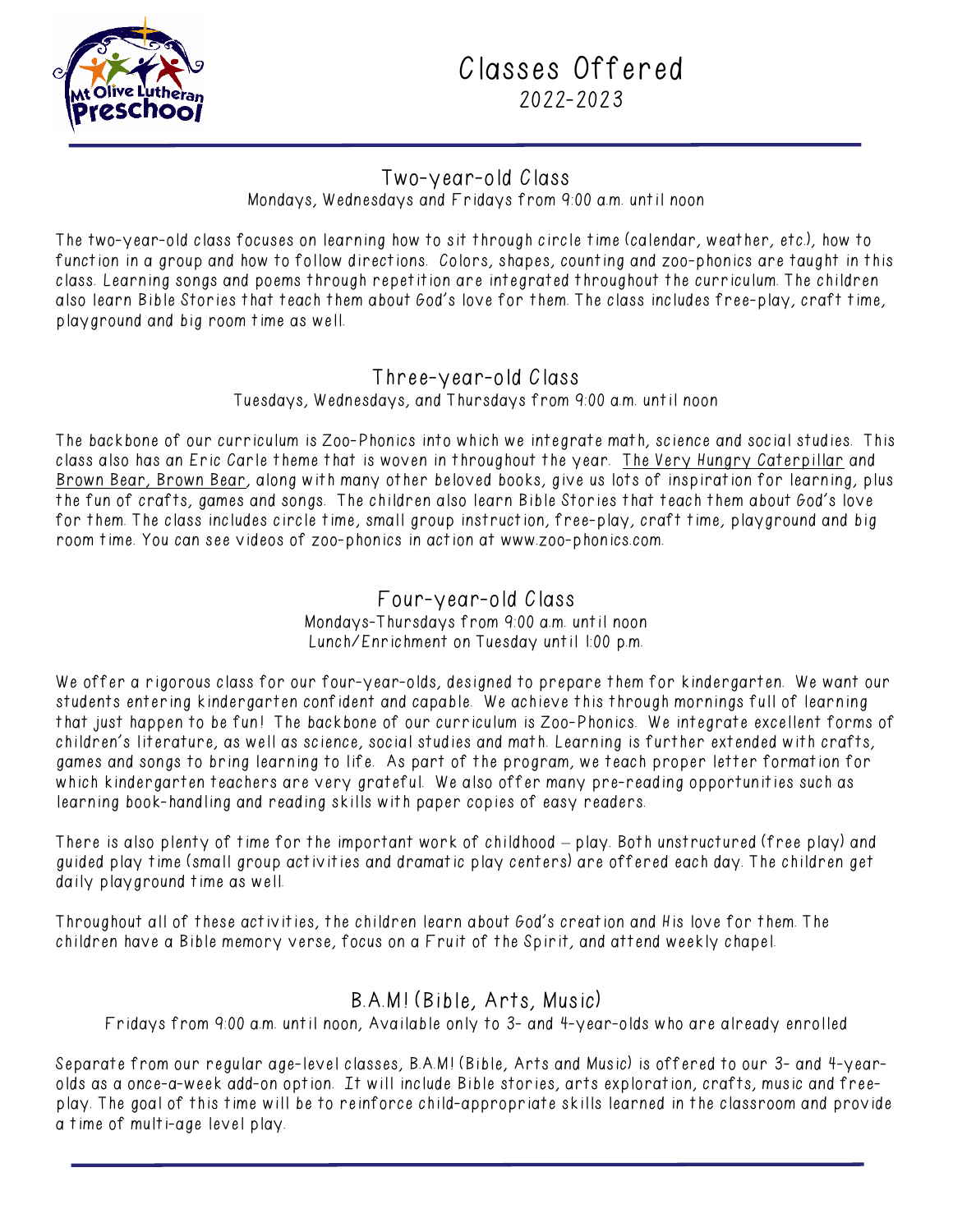# Classes Offered

2022-2023

## Two-year-old Class

Mondays, Wednesdays and Fridays from 9:00 a.m. until noon

The two-year-old class focuses on learning how to sit through circle time (calendar, weather, etc.), how to function in a group and how to follow directions. Colors, shapes, counting and zoo-phonics are taught in this class. Learning songs and poems through repetition are integrated throughout the curriculum. The children also learn Bible Stories that teach them about God's love for them. The class includes free-play, craft time, playground and big room time as well.

## Three-year-old Class

Tuesdays, Wednesdays, and Thursdays from 9:00 a.m. until noon

The backbone of our curriculum is Zoo-Phonics into which we integrate math, science and social studies. This class also has an Eric Carle theme that is woven in throughout the year. The Very Hungry Caterpillar and Brown Bear, Brown Bear, along with many other beloved books, give us lots of inspiration for learning, plus the fun of crafts, games and songs. The children also learn Bible Stories that teach them about God's love for them. The class includes circle time, small group instruction, free-play, craft time, playground and big room time. You can see videos of zoo-phonics in action at www.zoo-phonics.com.

## Four-year-old Class

Mondays-Thursdays from 9:00 a.m. until noon
Lunch/Enrichment on Tuesday until 1:00 p.m.

We offer a rigorous class for our four-year-olds, designed to prepare them for kindergarten. We want our students entering kindergarten confident and capable. We achieve this through mornings full of learning that just happen to be fun! The backbone of our curriculum is Zoo-Phonics. We integrate excellent forms of children's literature, as well as science, social studies and math. Learning is further extended with crafts, games and songs to bring learning to life. As part of the program, we teach proper letter formation for which kindergarten teachers are very grateful. We also offer many pre-reading opportunities such as learning book-handling and reading skills with paper copies of easy readers.

There is also plenty of time for the important work of childhood – play. Both unstructured (free play) and guided play time (small group activities and dramatic play centers) are offered each day. The children get daily playground time as well.

Throughout all of these activities, the children learn about God's creation and His love for them. The children have a Bible memory verse, focus on a Fruit of the Spirit, and attend weekly chapel.

## B.A.M! (Bible, Arts, Music)

Fridays from 9:00 a.m. until noon, Available only to 3- and 4-year-olds who are already enrolled

Separate from our regular age-level classes, B.A.M! (Bible, Arts and Music) is offered to our 3- and 4-year-olds as a once-a-week add-on option. It will include Bible stories, arts exploration, crafts, music and free-play. The goal of this time will be to reinforce child-appropriate skills learned in the classroom and provide a time of multi-age level play.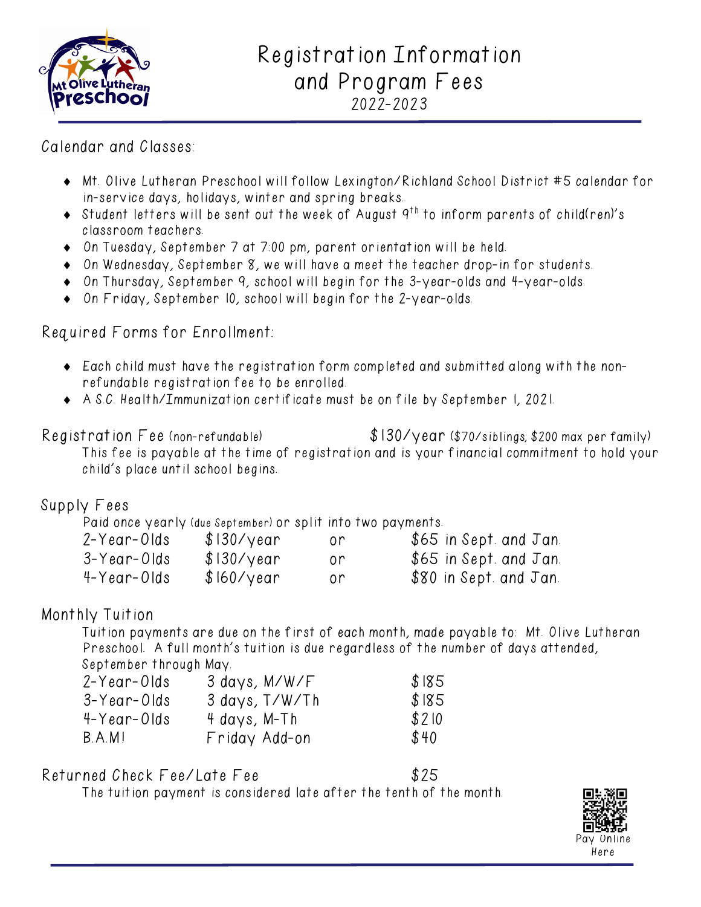# Registration Information and Program Fees

2022-2023

## Calendar and Classes:

- Mt. Olive Lutheran Preschool will follow Lexington/Richland School District #5 calendar for in-service days, holidays, winter and spring breaks.
- Student letters will be sent out the week of August 9th to inform parents of child(ren)'s classroom teachers.
- On Tuesday, September 7 at 7:00 pm, parent orientation will be held.
- On Wednesday, September 8, we will have a meet the teacher drop-in for students.
- On Thursday, September 9, school will begin for the 3-year-olds and 4-year-olds.
- On Friday, September 10, school will begin for the 2-year-olds.

## Required Forms for Enrollment:

- Each child must have the registration form completed and submitted along with the non-refundable registration fee to be enrolled.
- A S.C. Health/Immunization certificate must be on file by September 1, 2021.

## Registration Fee (non-refundable) $130/year ($70/siblings; $200 max per family)

This fee is payable at the time of registration and is your financial commitment to hold your child's place until school begins.

## Supply Fees

Paid once yearly (due September) or split into two payments.

| | | | |
|---|---|---|---|
| 2-Year-Olds | $130/year | or | $65 in Sept. and Jan. |
| 3-Year-Olds | $130/year | or | $65 in Sept. and Jan. |
| 4-Year-Olds | $160/year | or | $80 in Sept. and Jan. |

## Monthly Tuition

Tuition payments are due on the first of each month, made payable to: Mt. Olive Lutheran Preschool. A full month's tuition is due regardless of the number of days attended, September through May.

| | | |
|---|---|---|
| 2-Year-Olds | 3 days, M/W/F | $185 |
| 3-Year-Olds | 3 days, T/W/Th | $185 |
| 4-Year-Olds | 4 days, M-Th | $210 |
| B.A.M! | Friday Add-on | $40 |

## Returned Check Fee/Late Fee $25

The tuition payment is considered late after the tenth of the month.

Pay Online Here